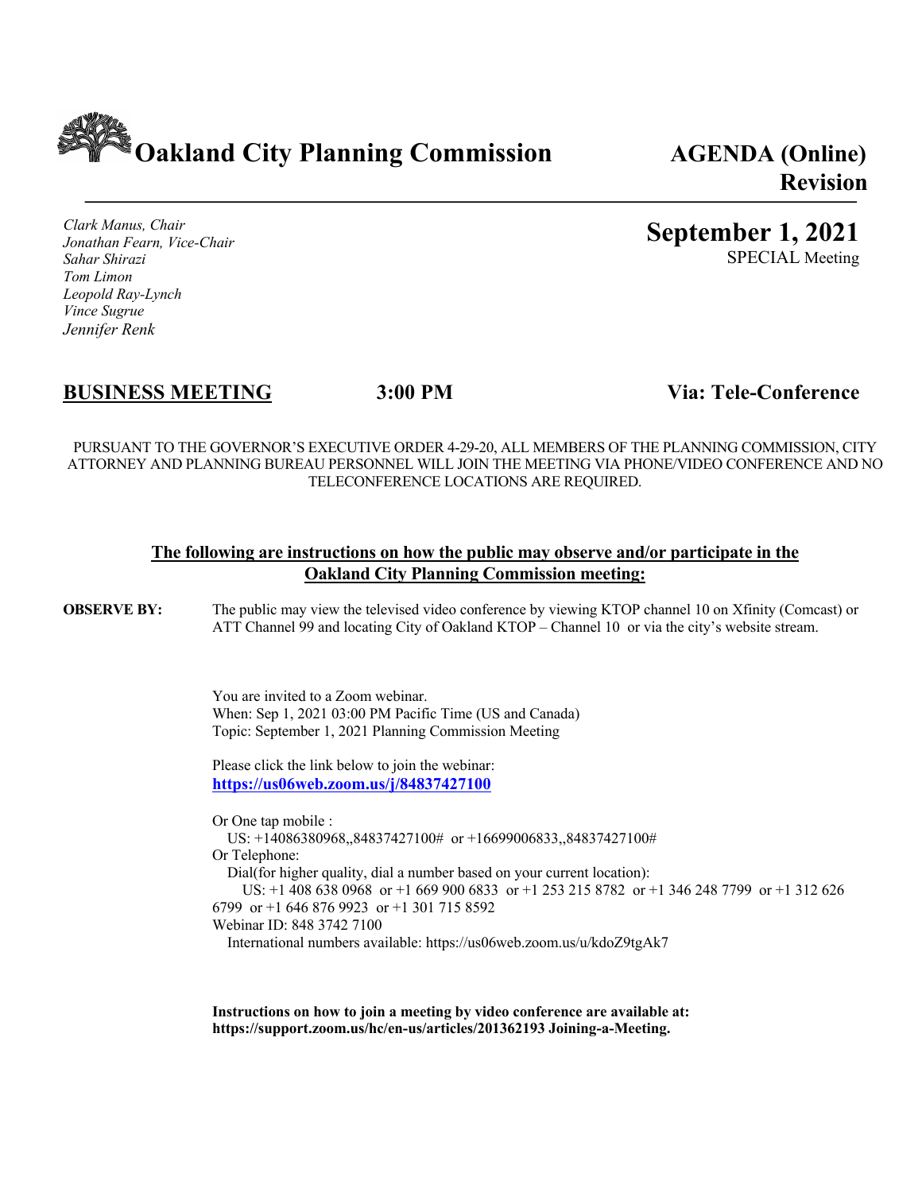# Oakland City Planning Commission

**AGENDA (Online) Revision**

*Clark Manus, Chair*
*Jonathan Fearn, Vice-Chair*
*Sahar Shirazi*
*Tom Limon*
*Leopold Ray-Lynch*
*Vince Sugrue*
*Jennifer Renk*

**September 1, 2021**
SPECIAL Meeting

## <u>BUSINESS MEETING</u> 3:00 PM Via: Tele-Conference

PURSUANT TO THE GOVERNOR'S EXECUTIVE ORDER 4-29-20, ALL MEMBERS OF THE PLANNING COMMISSION, CITY ATTORNEY AND PLANNING BUREAU PERSONNEL WILL JOIN THE MEETING VIA PHONE/VIDEO CONFERENCE AND NO TELECONFERENCE LOCATIONS ARE REQUIRED.

### <u>The following are instructions on how the public may observe and/or participate in the Oakland City Planning Commission meeting:</u>

**OBSERVE BY:** The public may view the televised video conference by viewing KTOP channel 10 on Xfinity (Comcast) or ATT Channel 99 and locating City of Oakland KTOP – Channel 10 or via the city's website stream.

You are invited to a Zoom webinar.
When: Sep 1, 2021 03:00 PM Pacific Time (US and Canada)
Topic: September 1, 2021 Planning Commission Meeting

Please click the link below to join the webinar:
**https://us06web.zoom.us/j/84837427100**

Or One tap mobile :
US: +14086380968,,84837427100# or +16699006833,,84837427100#
Or Telephone:
Dial(for higher quality, dial a number based on your current location):
US: +1 408 638 0968 or +1 669 900 6833 or +1 253 215 8782 or +1 346 248 7799 or +1 312 626 6799 or +1 646 876 9923 or +1 301 715 8592
Webinar ID: 848 3742 7100
International numbers available: https://us06web.zoom.us/u/kdoZ9tgAk7

**Instructions on how to join a meeting by video conference are available at: https://support.zoom.us/hc/en-us/articles/201362193 Joining-a-Meeting.**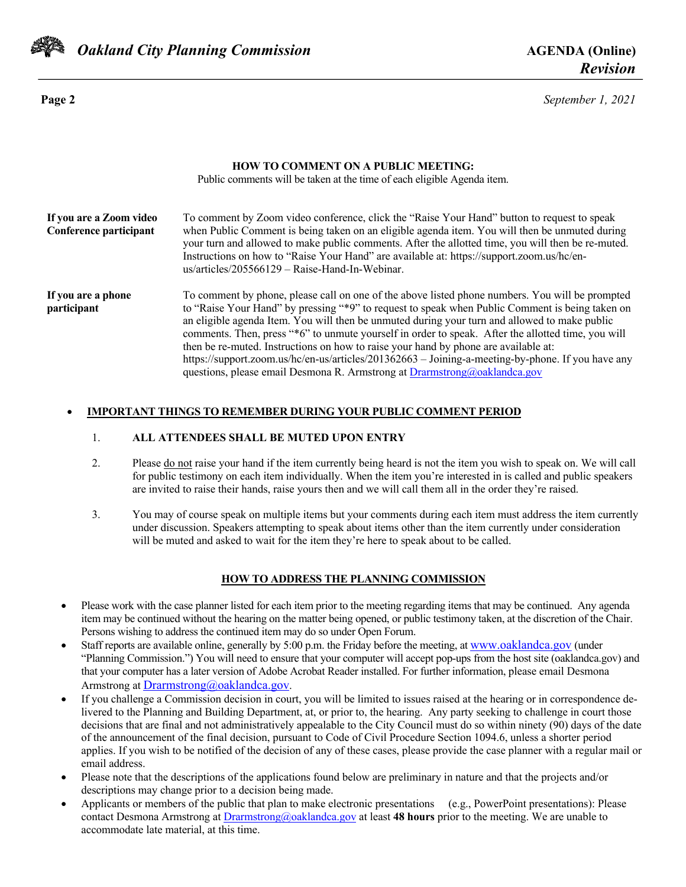## HOW TO COMMENT ON A PUBLIC MEETING:

Public comments will be taken at the time of each eligible Agenda item.

**If you are a Zoom video Conference participant**

To comment by Zoom video conference, click the "Raise Your Hand" button to request to speak when Public Comment is being taken on an eligible agenda item. You will then be unmuted during your turn and allowed to make public comments. After the allotted time, you will then be re-muted. Instructions on how to "Raise Your Hand" are available at: https://support.zoom.us/hc/en-us/articles/205566129 – Raise-Hand-In-Webinar.

**If you are a phone participant**

To comment by phone, please call on one of the above listed phone numbers. You will be prompted to "Raise Your Hand" by pressing "*9" to request to speak when Public Comment is being taken on an eligible agenda Item. You will then be unmuted during your turn and allowed to make public comments. Then, press "*6" to unmute yourself in order to speak. After the allotted time, you will then be re-muted. Instructions on how to raise your hand by phone are available at: https://support.zoom.us/hc/en-us/articles/201362663 – Joining-a-meeting-by-phone. If you have any questions, please email Desmona R. Armstrong at Drarmstrong@oaklandca.gov

- **IMPORTANT THINGS TO REMEMBER DURING YOUR PUBLIC COMMENT PERIOD**

  1. **ALL ATTENDEES SHALL BE MUTED UPON ENTRY**
  2. Please do not raise your hand if the item currently being heard is not the item you wish to speak on. We will call for public testimony on each item individually. When the item you're interested in is called and public speakers are invited to raise their hands, raise yours then and we will call them all in the order they're raised.
  3. You may of course speak on multiple items but your comments during each item must address the item currently under discussion. Speakers attempting to speak about items other than the item currently under consideration will be muted and asked to wait for the item they're here to speak about to be called.

## HOW TO ADDRESS THE PLANNING COMMISSION

- Please work with the case planner listed for each item prior to the meeting regarding items that may be continued. Any agenda item may be continued without the hearing on the matter being opened, or public testimony taken, at the discretion of the Chair. Persons wishing to address the continued item may do so under Open Forum.
- Staff reports are available online, generally by 5:00 p.m. the Friday before the meeting, at www.oaklandca.gov (under "Planning Commission.") You will need to ensure that your computer will accept pop-ups from the host site (oaklandca.gov) and that your computer has a later version of Adobe Acrobat Reader installed. For further information, please email Desmona Armstrong at Drarmstrong@oaklandca.gov.
- If you challenge a Commission decision in court, you will be limited to issues raised at the hearing or in correspondence delivered to the Planning and Building Department, at, or prior to, the hearing. Any party seeking to challenge in court those decisions that are final and not administratively appealable to the City Council must do so within ninety (90) days of the date of the announcement of the final decision, pursuant to Code of Civil Procedure Section 1094.6, unless a shorter period applies. If you wish to be notified of the decision of any of these cases, please provide the case planner with a regular mail or email address.
- Please note that the descriptions of the applications found below are preliminary in nature and that the projects and/or descriptions may change prior to a decision being made.
- Applicants or members of the public that plan to make electronic presentations (e.g., PowerPoint presentations): Please contact Desmona Armstrong at Drarmstrong@oaklandca.gov at least **48 hours** prior to the meeting. We are unable to accommodate late material, at this time.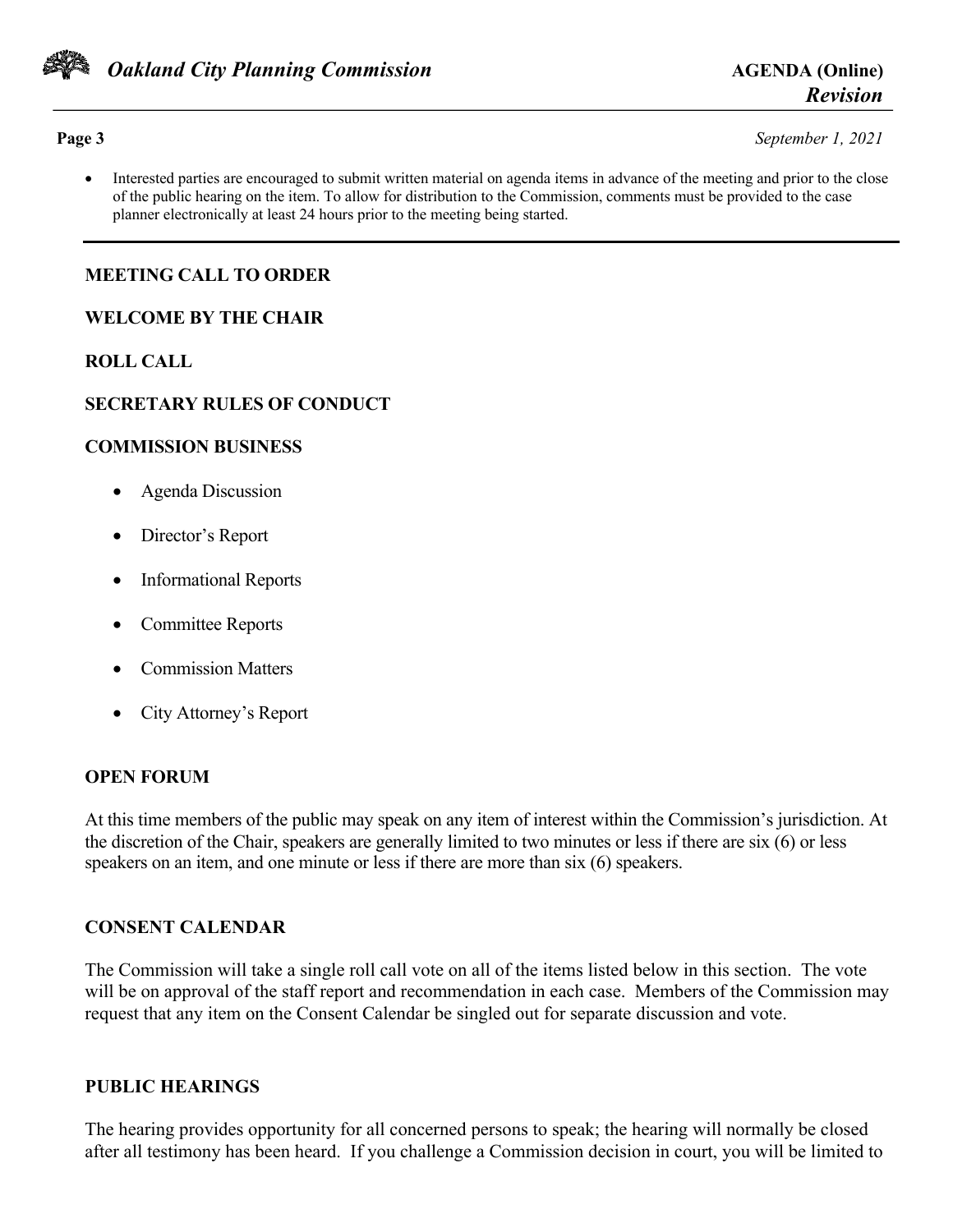- Interested parties are encouraged to submit written material on agenda items in advance of the meeting and prior to the close of the public hearing on the item. To allow for distribution to the Commission, comments must be provided to the case planner electronically at least 24 hours prior to the meeting being started.

---

**MEETING CALL TO ORDER**

**WELCOME BY THE CHAIR**

**ROLL CALL**

**SECRETARY RULES OF CONDUCT**

**COMMISSION BUSINESS**

- Agenda Discussion
- Director's Report
- Informational Reports
- Committee Reports
- Commission Matters
- City Attorney's Report

**OPEN FORUM**

At this time members of the public may speak on any item of interest within the Commission's jurisdiction. At the discretion of the Chair, speakers are generally limited to two minutes or less if there are six (6) or less speakers on an item, and one minute or less if there are more than six (6) speakers.

**CONSENT CALENDAR**

The Commission will take a single roll call vote on all of the items listed below in this section. The vote will be on approval of the staff report and recommendation in each case. Members of the Commission may request that any item on the Consent Calendar be singled out for separate discussion and vote.

**PUBLIC HEARINGS**

The hearing provides opportunity for all concerned persons to speak; the hearing will normally be closed after all testimony has been heard. If you challenge a Commission decision in court, you will be limited to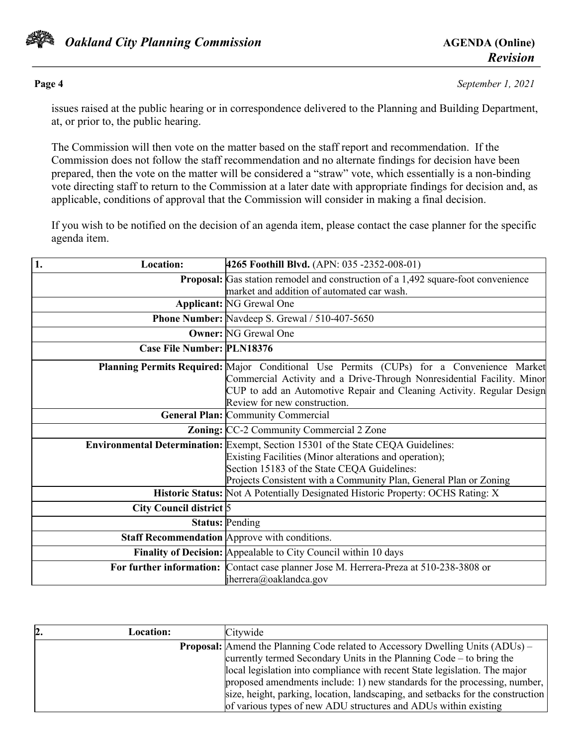issues raised at the public hearing or in correspondence delivered to the Planning and Building Department, at, or prior to, the public hearing.

The Commission will then vote on the matter based on the staff report and recommendation. If the Commission does not follow the staff recommendation and no alternate findings for decision have been prepared, then the vote on the matter will be considered a "straw" vote, which essentially is a non-binding vote directing staff to return to the Commission at a later date with appropriate findings for decision and, as applicable, conditions of approval that the Commission will consider in making a final decision.

If you wish to be notified on the decision of an agenda item, please contact the case planner for the specific agenda item.

| 1. Location: | **4265 Foothill Blvd.** (APN: 035 -2352-008-01) |
|---|---|
| **Proposal:** | Gas station remodel and construction of a 1,492 square-foot convenience market and addition of automated car wash. |
| **Applicant:** | NG Grewal One |
| **Phone Number:** | Navdeep S. Grewal / 510-407-5650 |
| **Owner:** | NG Grewal One |
| **Case File Number:** | **PLN18376** |
| **Planning Permits Required:** | Major Conditional Use Permits (CUPs) for a Convenience Market Commercial Activity and a Drive-Through Nonresidential Facility. Minor CUP to add an Automotive Repair and Cleaning Activity. Regular Design Review for new construction. |
| **General Plan:** | Community Commercial |
| **Zoning:** | CC-2 Community Commercial 2 Zone |
| **Environmental Determination:** | Exempt, Section 15301 of the State CEQA Guidelines: Existing Facilities (Minor alterations and operation); Section 15183 of the State CEQA Guidelines: Projects Consistent with a Community Plan, General Plan or Zoning |
| **Historic Status:** | Not A Potentially Designated Historic Property: OCHS Rating: X |
| **City Council district** | 5 |
| **Status:** | Pending |
| **Staff Recommendation** | Approve with conditions. |
| **Finality of Decision:** | Appealable to City Council within 10 days |
| **For further information:** | Contact case planner Jose M. Herrera-Preza at 510-238-3808 or jherrera@oaklandca.gov |

| 2. Location: | Citywide |
|---|---|
| **Proposal:** | Amend the Planning Code related to Accessory Dwelling Units (ADUs) – currently termed Secondary Units in the Planning Code – to bring the local legislation into compliance with recent State legislation. The major proposed amendments include: 1) new standards for the processing, number, size, height, parking, location, landscaping, and setbacks for the construction of various types of new ADU structures and ADUs within existing |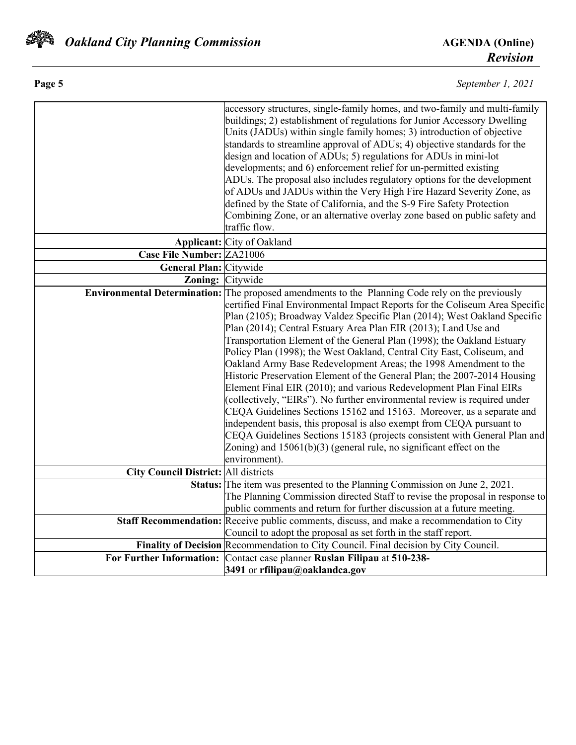| | |
|---|---|
| | accessory structures, single-family homes, and two-family and multi-family buildings; 2) establishment of regulations for Junior Accessory Dwelling Units (JADUs) within single family homes; 3) introduction of objective standards to streamline approval of ADUs; 4) objective standards for the design and location of ADUs; 5) regulations for ADUs in mini-lot developments; and 6) enforcement relief for un-permitted existing ADUs. The proposal also includes regulatory options for the development of ADUs and JADUs within the Very High Fire Hazard Severity Zone, as defined by the State of California, and the S-9 Fire Safety Protection Combining Zone, or an alternative overlay zone based on public safety and traffic flow. |
| **Applicant:** | City of Oakland |
| **Case File Number:** | ZA21006 |
| **General Plan:** | Citywide |
| **Zoning:** | Citywide |
| **Environmental Determination:** | The proposed amendments to the Planning Code rely on the previously certified Final Environmental Impact Reports for the Coliseum Area Specific Plan (2105); Broadway Valdez Specific Plan (2014); West Oakland Specific Plan (2014); Central Estuary Area Plan EIR (2013); Land Use and Transportation Element of the General Plan (1998); the Oakland Estuary Policy Plan (1998); the West Oakland, Central City East, Coliseum, and Oakland Army Base Redevelopment Areas; the 1998 Amendment to the Historic Preservation Element of the General Plan; the 2007-2014 Housing Element Final EIR (2010); and various Redevelopment Plan Final EIRs (collectively, "EIRs"). No further environmental review is required under CEQA Guidelines Sections 15162 and 15163. Moreover, as a separate and independent basis, this proposal is also exempt from CEQA pursuant to CEQA Guidelines Sections 15183 (projects consistent with General Plan and Zoning) and 15061(b)(3) (general rule, no significant effect on the environment). |
| **City Council District:** | All districts |
| **Status:** | The item was presented to the Planning Commission on June 2, 2021. The Planning Commission directed Staff to revise the proposal in response to public comments and return for further discussion at a future meeting. |
| **Staff Recommendation:** | Receive public comments, discuss, and make a recommendation to City Council to adopt the proposal as set forth in the staff report. |
| **Finality of Decision** | Recommendation to City Council. Final decision by City Council. |
| **For Further Information:** | Contact case planner **Ruslan Filipau** at **510-238-3491** or **rfilipau@oaklandca.gov** |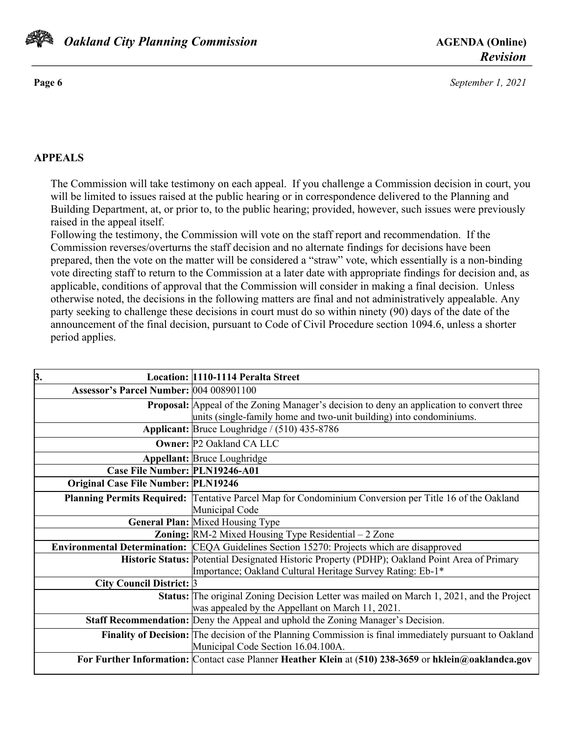## APPEALS

The Commission will take testimony on each appeal. If you challenge a Commission decision in court, you will be limited to issues raised at the public hearing or in correspondence delivered to the Planning and Building Department, at, or prior to, to the public hearing; provided, however, such issues were previously raised in the appeal itself.

Following the testimony, the Commission will vote on the staff report and recommendation. If the Commission reverses/overturns the staff decision and no alternate findings for decisions have been prepared, then the vote on the matter will be considered a "straw" vote, which essentially is a non-binding vote directing staff to return to the Commission at a later date with appropriate findings for decision and, as applicable, conditions of approval that the Commission will consider in making a final decision. Unless otherwise noted, the decisions in the following matters are final and not administratively appealable. Any party seeking to challenge these decisions in court must do so within ninety (90) days of the date of the announcement of the final decision, pursuant to Code of Civil Procedure section 1094.6, unless a shorter period applies.

| **3. Location:** | **1110-1114 Peralta Street** |
|---|---|
| **Assessor's Parcel Number:** | 004 008901100 |
| **Proposal:** | Appeal of the Zoning Manager's decision to deny an application to convert three units (single-family home and two-unit building) into condominiums. |
| **Applicant:** | Bruce Loughridge / (510) 435-8786 |
| **Owner:** | P2 Oakland CA LLC |
| **Appellant:** | Bruce Loughridge |
| **Case File Number:** | **PLN19246-A01** |
| **Original Case File Number:** | **PLN19246** |
| **Planning Permits Required:** | Tentative Parcel Map for Condominium Conversion per Title 16 of the Oakland Municipal Code |
| **General Plan:** | Mixed Housing Type |
| **Zoning:** | RM-2 Mixed Housing Type Residential – 2 Zone |
| **Environmental Determination:** | CEQA Guidelines Section 15270: Projects which are disapproved |
| **Historic Status:** | Potential Designated Historic Property (PDHP); Oakland Point Area of Primary Importance; Oakland Cultural Heritage Survey Rating: Eb-1* |
| **City Council District:** | 3 |
| **Status:** | The original Zoning Decision Letter was mailed on March 1, 2021, and the Project was appealed by the Appellant on March 11, 2021. |
| **Staff Recommendation:** | Deny the Appeal and uphold the Zoning Manager's Decision. |
| **Finality of Decision:** | The decision of the Planning Commission is final immediately pursuant to Oakland Municipal Code Section 16.04.100A. |
| **For Further Information:** | Contact case Planner **Heather Klein** at (**510) 238-3659** or **hklein@oaklandca.gov** |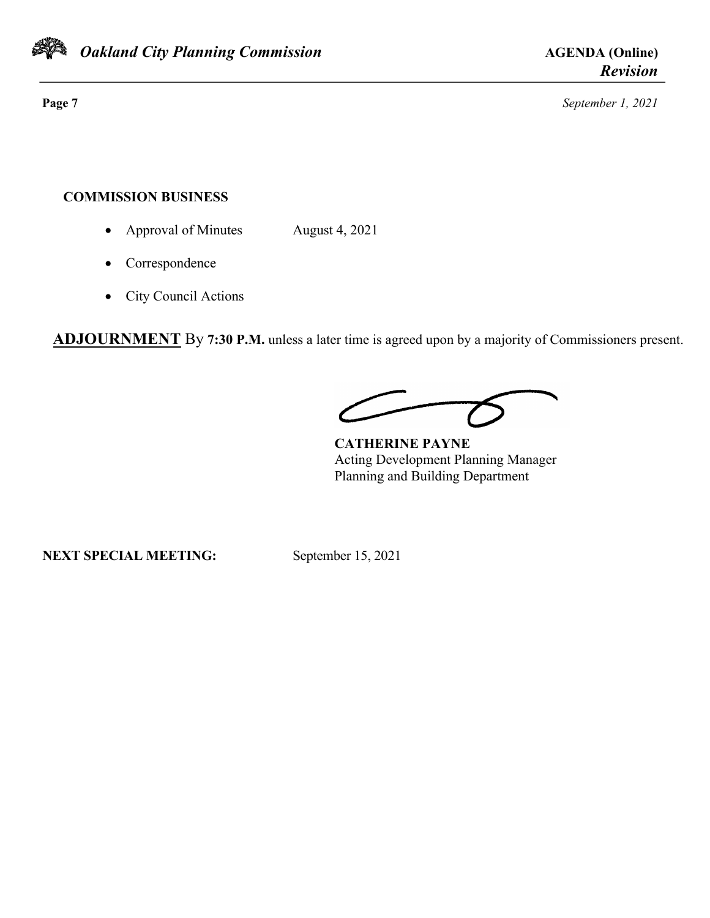**COMMISSION BUSINESS**

- Approval of Minutes August 4, 2021
- Correspondence
- City Council Actions

**ADJOURNMENT** By **7:30 P.M.** unless a later time is agreed upon by a majority of Commissioners present.

**CATHERINE PAYNE**
Acting Development Planning Manager
Planning and Building Department

**NEXT SPECIAL MEETING:** September 15, 2021